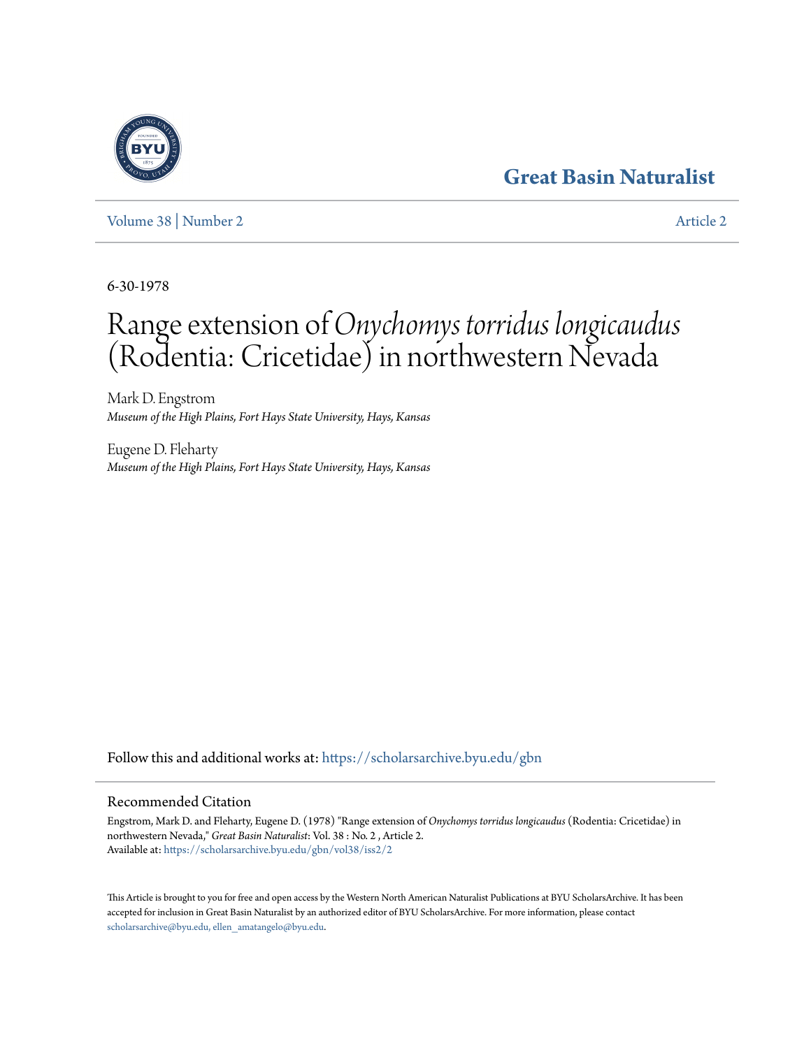Great Basin Naturalist

Volume 38 | Number 2 — Article 2

6-30-1978

# Range extension of *Onychomys torridus longicaudus* (Rodentia: Cricetidae) in northwestern Nevada

Mark D. Engstrom
*Museum of the High Plains, Fort Hays State University, Hays, Kansas*

Eugene D. Fleharty
*Museum of the High Plains, Fort Hays State University, Hays, Kansas*

Follow this and additional works at: https://scholarsarchive.byu.edu/gbn

## Recommended Citation

Engstrom, Mark D. and Fleharty, Eugene D. (1978) "Range extension of *Onychomys torridus longicaudus* (Rodentia: Cricetidae) in northwestern Nevada," *Great Basin Naturalist*: Vol. 38 : No. 2 , Article 2.
Available at: https://scholarsarchive.byu.edu/gbn/vol38/iss2/2

This Article is brought to you for free and open access by the Western North American Naturalist Publications at BYU ScholarsArchive. It has been accepted for inclusion in Great Basin Naturalist by an authorized editor of BYU ScholarsArchive. For more information, please contact scholarsarchive@byu.edu, ellen_amatangelo@byu.edu.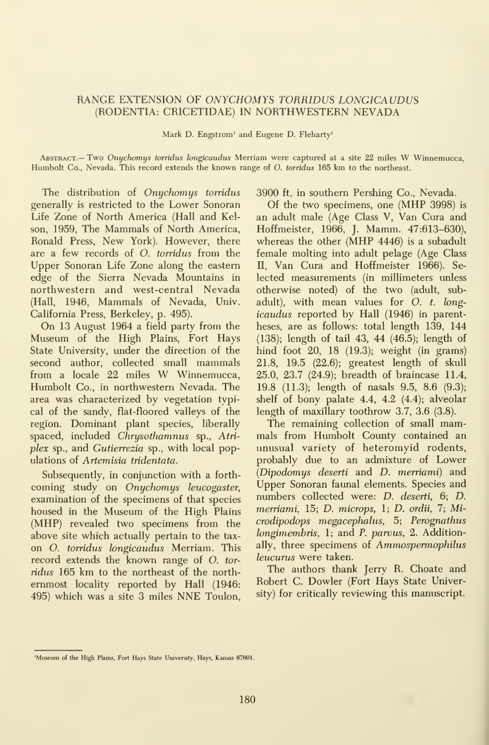# RANGE EXTENSION OF *ONYCHOMYS TORRIDUS LONGICAUDUS* (RODENTIA: CRICETIDAE) IN NORTHWESTERN NEVADA

Mark D. Engstrom[1] and Eugene D. Fleharty[1]

Abstract.— Two *Onychomys torridus longicaudus* Merriam were captured at a site 22 miles W Winnemucca, Humbolt Co., Nevada. This record extends the known range of *O. torridus* 165 km to the northeast.

The distribution of *Onychomys torridus* generally is restricted to the Lower Sonoran Life Zone of North America (Hall and Kelson, 1959, The Mammals of North America, Ronald Press, New York). However, there are a few records of *O. torridus* from the Upper Sonoran Life Zone along the eastern edge of the Sierra Nevada Mountains in northwestern and west-central Nevada (Hall, 1946, Mammals of Nevada, Univ. California Press, Berkeley, p. 495).

On 13 August 1964 a field party from the Museum of the High Plains, Fort Hays State University, under the direction of the second author, collected small mammals from a locale 22 miles W Winnemucca, Humbolt Co., in northwestern Nevada. The area was characterized by vegetation typical of the sandy, flat-floored valleys of the region. Dominant plant species, liberally spaced, included *Chrysothamnus* sp., *Atriplex* sp., and *Gutierrezia* sp., with local populations of *Artemisia tridentata*.

Subsequently, in conjunction with a forthcoming study on *Onychomys leucogaster*, examination of the specimens of that species housed in the Museum of the High Plains (MHP) revealed two specimens from the above site which actually pertain to the taxon *O. torridus longicaudus* Merriam. This record extends the known range of *O. torridus* 165 km to the northeast of the northernmost locality reported by Hall (1946: 495) which was a site 3 miles NNE Toulon, 3900 ft, in southern Pershing Co., Nevada.

Of the two specimens, one (MHP 3998) is an adult male (Age Class V, Van Cura and Hoffmeister, 1966, J. Mamm. 47:613–630), whereas the other (MHP 4446) is a subadult female molting into adult pelage (Age Class II, Van Cura and Hoffmeister 1966). Selected measurements (in millimeters unless otherwise noted) of the two (adult, subadult), with mean values for *O. t. longicaudus* reported by Hall (1946) in parentheses, are as follows: total length 139, 144 (138); length of tail 43, 44 (46.5); length of hind foot 20, 18 (19.3); weight (in grams) 21.8, 19.5 (22.6); greatest length of skull 25.0, 23.7 (24.9); breadth of braincase 11.4, 19.8 (11.3); length of nasals 9.5, 8.6 (9.3); shelf of bony palate 4.4, 4.2 (4.4); alveolar length of maxillary toothrow 3.7, 3.6 (3.8).

The remaining collection of small mammals from Humbolt County contained an unusual variety of heteromyid rodents, probably due to an admixture of Lower (*Dipodomys deserti* and *D. merriami*) and Upper Sonoran faunal elements. Species and numbers collected were: *D. deserti*, 6; *D. merriami*, 15; *D. microps*, 1; *D. ordii*, 7; *Microdipodops megacephalus*, 5; *Perognathus longimembris*, 1; and *P. parvus*, 2. Additionally, three specimens of *Ammospermophilus leucurus* were taken.

The authors thank Jerry R. Choate and Robert C. Dowler (Fort Hays State University) for critically reviewing this manuscript.

[1] Museum of the High Plains, Fort Hays State University, Hays, Kansas 67601.